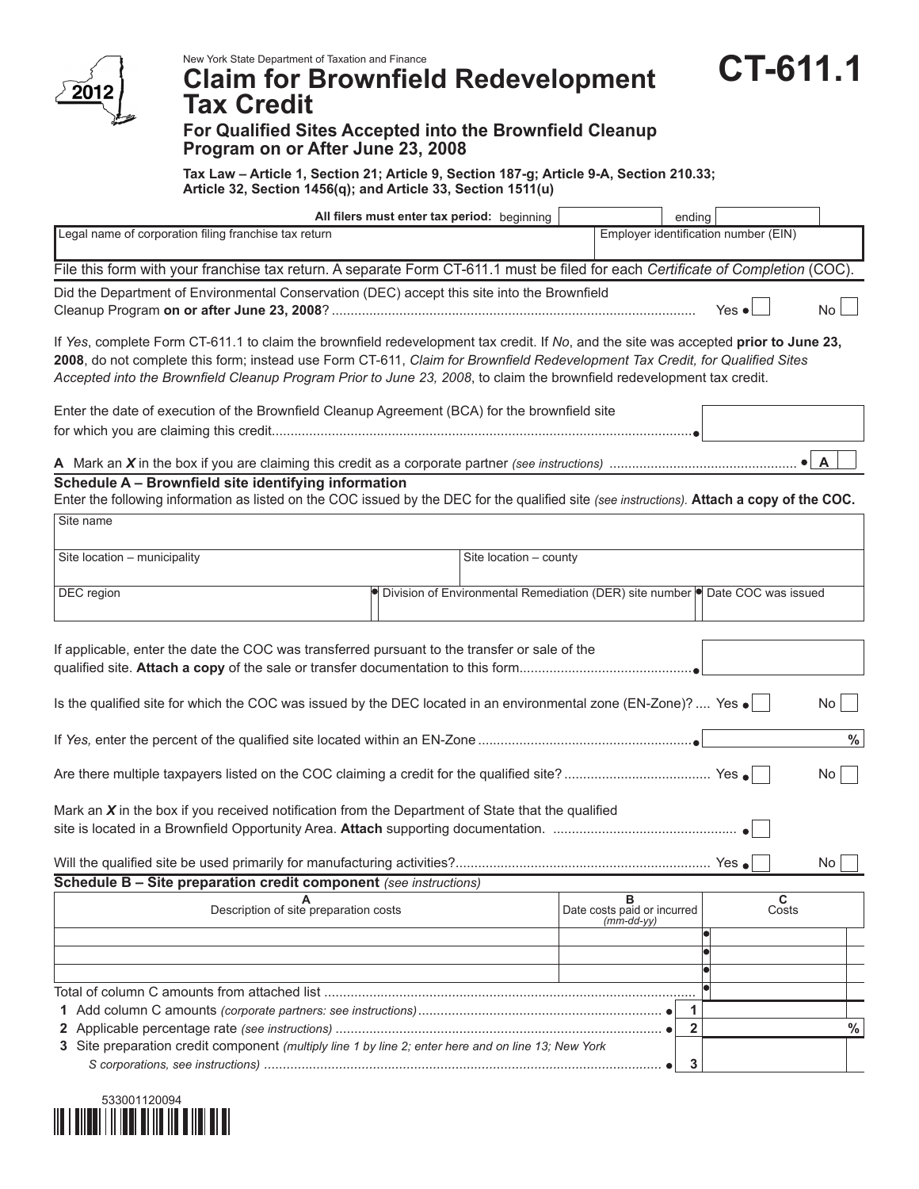New York State Department of Taxation and Finance

# Claim for Brownfield Redevelopment Tax Credit

**CT-611.1**

2012

## For Qualified Sites Accepted into the Brownfield Cleanup Program on or After June 23, 2008

**Tax Law – Article 1, Section 21; Article 9, Section 187-g; Article 9-A, Section 210.33; Article 32, Section 1456(q); and Article 33, Section 1511(u)**

**All filers must enter tax period:** beginning ______ ending ______

| Legal name of corporation filing franchise tax return | Employer identification number (EIN) |
|---|---|
| | |

File this form with your franchise tax return. A separate Form CT-611.1 must be filed for each *Certificate of Completion* (COC).

Did the Department of Environmental Conservation (DEC) accept this site into the Brownfield Cleanup Program **on or after June 23, 2008**? ........ Yes ☐ No ☐

If *Yes*, complete Form CT-611.1 to claim the brownfield redevelopment tax credit. If *No*, and the site was accepted **prior to June 23, 2008**, do not complete this form; instead use Form CT-611, *Claim for Brownfield Redevelopment Tax Credit, for Qualified Sites Accepted into the Brownfield Cleanup Program Prior to June 23, 2008*, to claim the brownfield redevelopment tax credit.

Enter the date of execution of the Brownfield Cleanup Agreement (BCA) for the brownfield site for which you are claiming this credit........ ______

**A** Mark an ***X*** in the box if you are claiming this credit as a corporate partner *(see instructions)* ........ **A** ☐

### Schedule A – Brownfield site identifying information

Enter the following information as listed on the COC issued by the DEC for the qualified site *(see instructions)*. **Attach a copy of the COC.**

| Site name | | |
|---|---|---|
| **Site location – municipality** | **Site location – county** | |
| **DEC region** | **Division of Environmental Remediation (DER) site number** | **Date COC was issued** |
| | | |

If applicable, enter the date the COC was transferred pursuant to the transfer or sale of the qualified site. **Attach a copy** of the sale or transfer documentation to this form........ ______

Is the qualified site for which the COC was issued by the DEC located in an environmental zone (EN-Zone)? .... Yes ☐ No ☐

If *Yes,* enter the percent of the qualified site located within an EN-Zone ........ ______ %

Are there multiple taxpayers listed on the COC claiming a credit for the qualified site? ........ Yes ☐ No ☐

Mark an ***X*** in the box if you received notification from the Department of State that the qualified site is located in a Brownfield Opportunity Area. **Attach** supporting documentation. ........ ☐

Will the qualified site be used primarily for manufacturing activities?........ Yes ☐ No ☐

### Schedule B – Site preparation credit component *(see instructions)*

| A<br>Description of site preparation costs | B<br>Date costs paid or incurred<br>*(mm-dd-yy)* | C<br>Costs |
|---|---|---|
| | | |
| | | |
| | | |
| Total of column C amounts from attached list ........ | | |

**1** Add column C amounts *(corporate partners: see instructions)* ........ **1** ______

**2** Applicable percentage rate *(see instructions)* ........ **2** ______ %

**3** Site preparation credit component *(multiply line 1 by line 2; enter here and on line 13; New York S corporations, see instructions)* ........ **3** ______

533001120094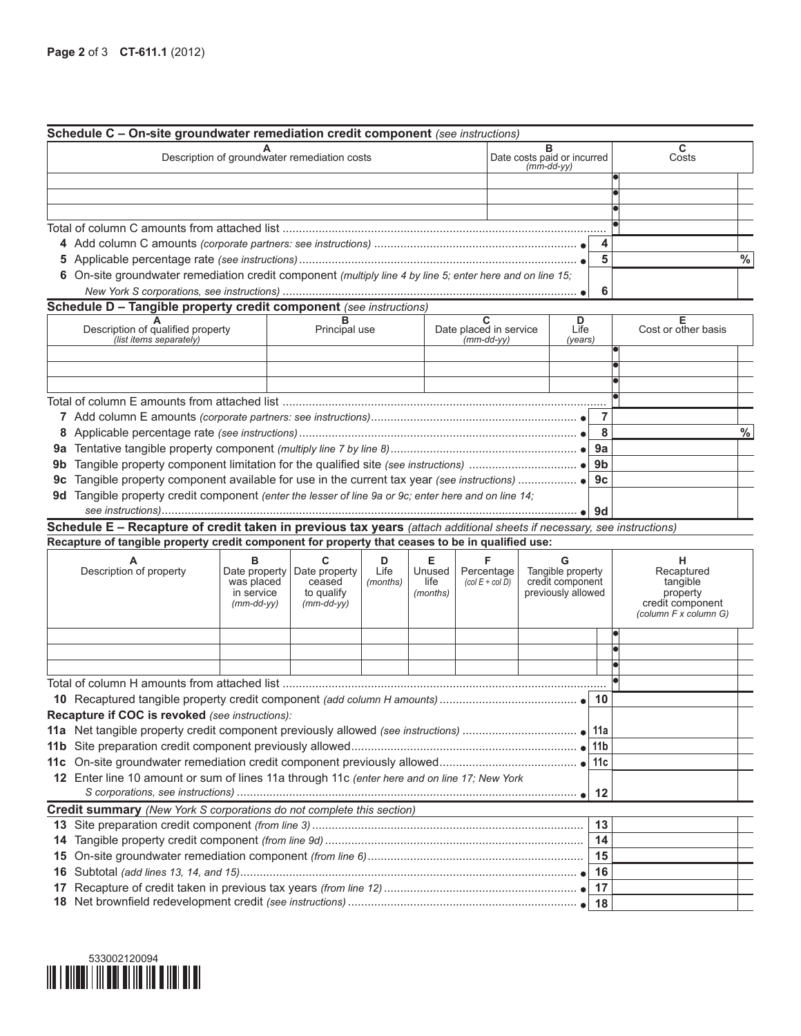## Schedule C – On-site groundwater remediation credit component *(see instructions)*

| A<br>Description of groundwater remediation costs | B<br>Date costs paid or incurred *(mm-dd-yy)* | C<br>Costs |
|---|---|---|
| | | |
| | | |
| | | |
| Total of column C amounts from attached list | | |

| Line | Description | Amount |
|---|---|---|
| 4 | Add column C amounts *(corporate partners: see instructions)* | |
| 5 | Applicable percentage rate *(see instructions)* | % |
| 6 | On-site groundwater remediation credit component *(multiply line 4 by line 5; enter here and on line 15; New York S corporations, see instructions)* | |

## Schedule D – Tangible property credit component *(see instructions)*

| A<br>Description of qualified property *(list items separately)* | B<br>Principal use | C<br>Date placed in service *(mm-dd-yy)* | D<br>Life *(years)* | E<br>Cost or other basis |
|---|---|---|---|---|
| | | | | |
| | | | | |
| | | | | |
| Total of column E amounts from attached list | | | | |

| Line | Description | Amount |
|---|---|---|
| 7 | Add column E amounts *(corporate partners: see instructions)* | |
| 8 | Applicable percentage rate *(see instructions)* | % |
| 9a | Tentative tangible property component *(multiply line 7 by line 8)* | |
| 9b | Tangible property component limitation for the qualified site *(see instructions)* | |
| 9c | Tangible property component available for use in the current tax year *(see instructions)* | |
| 9d | Tangible property credit component *(enter the lesser of line 9a or 9c; enter here and on line 14; see instructions)* | |

## Schedule E – Recapture of credit taken in previous tax years *(attach additional sheets if necessary, see instructions)*

**Recapture of tangible property credit component for property that ceases to be in qualified use:**

| A<br>Description of property | B<br>Date property was placed in service *(mm-dd-yy)* | C<br>Date property ceased to qualify *(mm-dd-yy)* | D<br>Life *(months)* | E<br>Unused life *(months)* | F<br>Percentage *(col E ÷ col D)* | G<br>Tangible property credit component previously allowed | H<br>Recaptured tangible property credit component *(column F x column G)* |
|---|---|---|---|---|---|---|---|
| | | | | | | | |
| | | | | | | | |
| | | | | | | | |
| Total of column H amounts from attached list | | | | | | | |

| Line | Description | Amount |
|---|---|---|
| 10 | Recaptured tangible property credit component *(add column H amounts)* | |

**Recapture if COC is revoked** *(see instructions)*:

| Line | Description | Amount |
|---|---|---|
| 11a | Net tangible property credit component previously allowed *(see instructions)* | |
| 11b | Site preparation credit component previously allowed | |
| 11c | On-site groundwater remediation credit component previously allowed | |
| 12 | Enter line 10 amount or sum of lines 11a through 11c *(enter here and on line 17; New York S corporations, see instructions)* | |

## Credit summary *(New York S corporations do not complete this section)*

| Line | Description | Amount |
|---|---|---|
| 13 | Site preparation credit component *(from line 3)* | |
| 14 | Tangible property credit component *(from line 9d)* | |
| 15 | On-site groundwater remediation component *(from line 6)* | |
| 16 | Subtotal *(add lines 13, 14, and 15)* | |
| 17 | Recapture of credit taken in previous tax years *(from line 12)* | |
| 18 | Net brownfield redevelopment credit *(see instructions)* | |

533002120094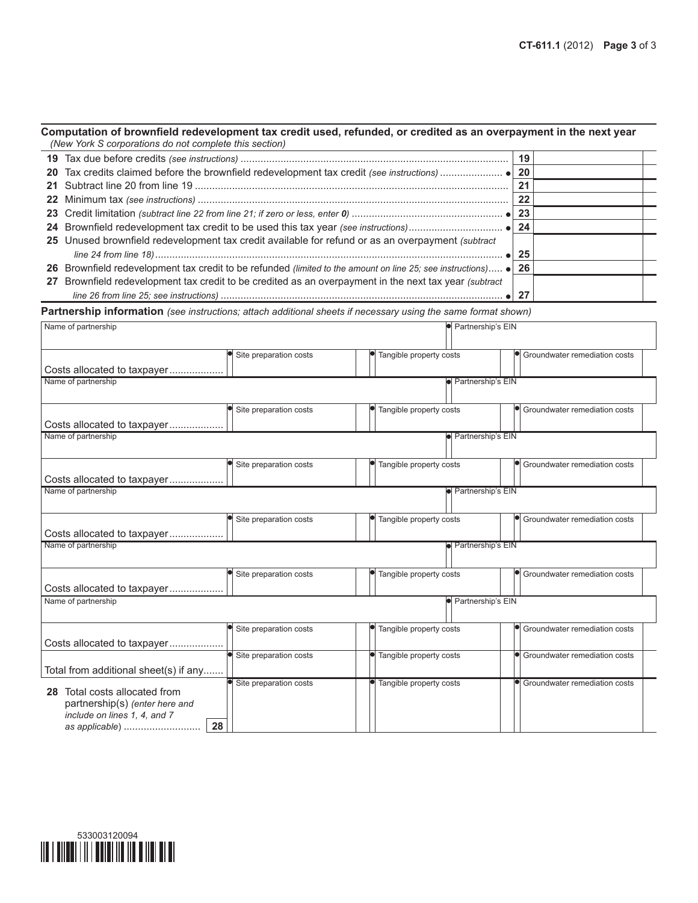## Computation of brownfield redevelopment tax credit used, refunded, or credited as an overpayment in the next year

*(New York S corporations do not complete this section)*

| | | | |
|---|---|---|---|
| **19** | Tax due before credits *(see instructions)* | 19 | |
| **20** | Tax credits claimed before the brownfield redevelopment tax credit *(see instructions)* ● | 20 | |
| **21** | Subtract line 20 from line 19 | 21 | |
| **22** | Minimum tax *(see instructions)* | 22 | |
| **23** | Credit limitation *(subtract line 22 from line 21; if zero or less, enter **0**)* ● | 23 | |
| **24** | Brownfield redevelopment tax credit to be used this tax year *(see instructions)* ● | 24 | |
| **25** | Unused brownfield redevelopment tax credit available for refund or as an overpayment *(subtract line 24 from line 18)* ● | 25 | |
| **26** | Brownfield redevelopment tax credit to be refunded *(limited to the amount on line 25; see instructions)* ● | 26 | |
| **27** | Brownfield redevelopment tax credit to be credited as an overpayment in the next tax year *(subtract line 26 from line 25; see instructions)* ● | 27 | |

## Partnership information *(see instructions; attach additional sheets if necessary using the same format shown)*

| Name of partnership | | ● Partnership's EIN | |
|---|---|---|---|
| | | | |
| Costs allocated to taxpayer | ● Site preparation costs | ● Tangible property costs | ● Groundwater remediation costs |
| Name of partnership | | ● Partnership's EIN | |
| | | | |
| Costs allocated to taxpayer | ● Site preparation costs | ● Tangible property costs | ● Groundwater remediation costs |
| Name of partnership | | ● Partnership's EIN | |
| | | | |
| Costs allocated to taxpayer | ● Site preparation costs | ● Tangible property costs | ● Groundwater remediation costs |
| Name of partnership | | ● Partnership's EIN | |
| | | | |
| Costs allocated to taxpayer | ● Site preparation costs | ● Tangible property costs | ● Groundwater remediation costs |
| Name of partnership | | ● Partnership's EIN | |
| | | | |
| Costs allocated to taxpayer | ● Site preparation costs | ● Tangible property costs | ● Groundwater remediation costs |
| Name of partnership | | ● Partnership's EIN | |
| | | | |
| Costs allocated to taxpayer | ● Site preparation costs | ● Tangible property costs | ● Groundwater remediation costs |
| Total from additional sheet(s) if any | ● Site preparation costs | ● Tangible property costs | ● Groundwater remediation costs |
| **28** Total costs allocated from partnership(s) *(enter here and include on lines 1, 4, and 7 as applicable)* — 28 | ● Site preparation costs | ● Tangible property costs | ● Groundwater remediation costs |

533003120094